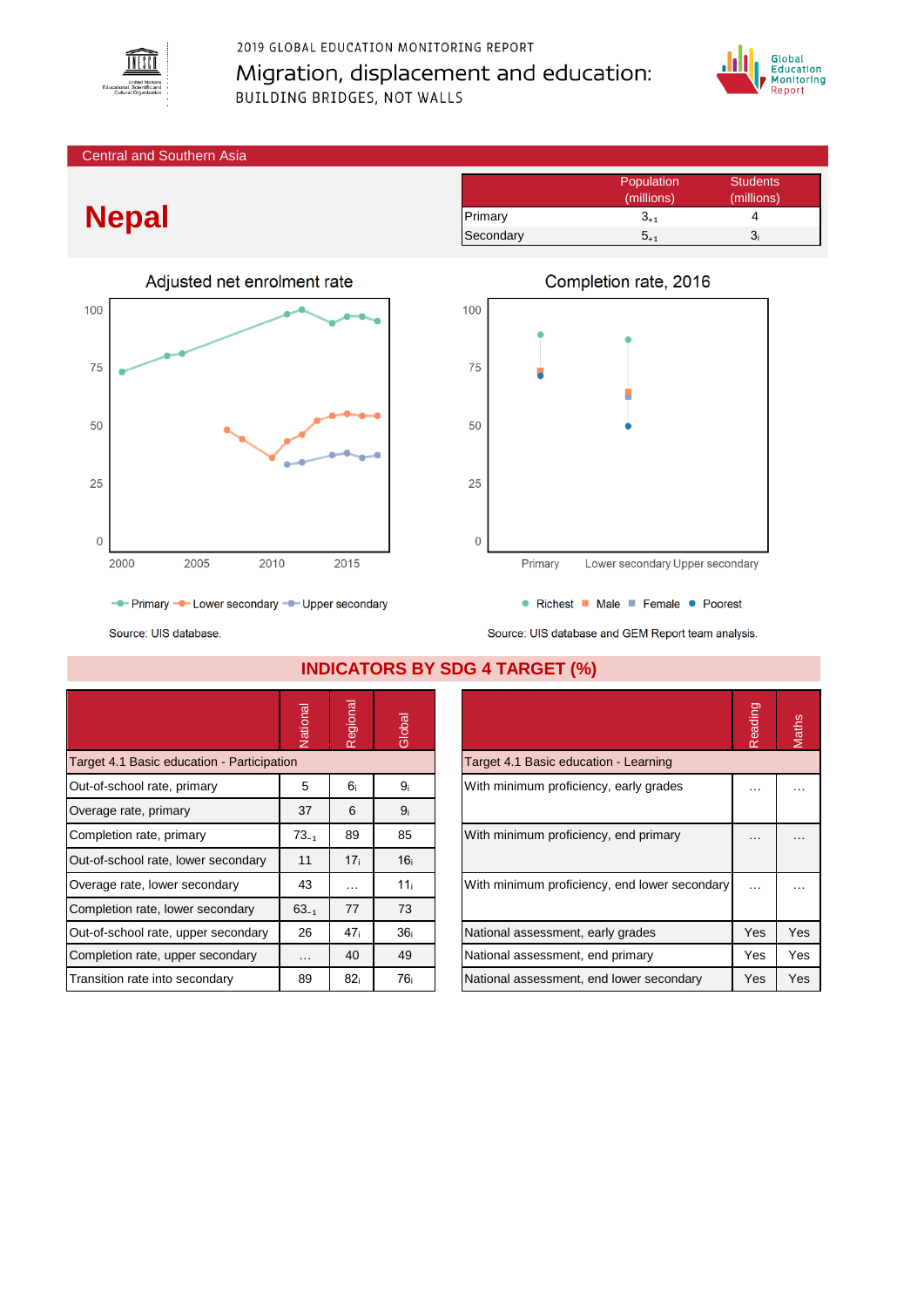2019 GLOBAL EDUCATION MONITORING REPORT

Migration, displacement and education: BUILDING BRIDGES, NOT WALLS

Central and Southern Asia

# Nepal

| | Population (millions) | Students (millions) |
|---|---|---|
| Primary | $3_{+1}$ | 4 |
| Secondary | $5_{+1}$ | $3_{i}$ |

## Adjusted net enrolment rate

Primary, Lower secondary, Upper secondary

Source: UIS database.

## Completion rate, 2016

Richest, Male, Female, Poorest

Source: UIS database and GEM Report team analysis.

## INDICATORS BY SDG 4 TARGET (%)

| | National | Regional | Global |
|---|---|---|---|
| **Target 4.1 Basic education - Participation** | | | |
| Out-of-school rate, primary | 5 | $6_{i}$ | $9_{i}$ |
| Overage rate, primary | 37 | 6 | $9_{i}$ |
| Completion rate, primary | $73_{-1}$ | 89 | 85 |
| Out-of-school rate, lower secondary | 11 | $17_{i}$ | $16_{i}$ |
| Overage rate, lower secondary | 43 | … | $11_{i}$ |
| Completion rate, lower secondary | $63_{-1}$ | 77 | 73 |
| Out-of-school rate, upper secondary | 26 | $47_{i}$ | $36_{i}$ |
| Completion rate, upper secondary | … | 40 | 49 |
| Transition rate into secondary | 89 | $82_{i}$ | $76_{i}$ |

| | Reading | Maths |
|---|---|---|
| **Target 4.1 Basic education - Learning** | | |
| With minimum proficiency, early grades | … | … |
| With minimum proficiency, end primary | … | … |
| With minimum proficiency, end lower secondary | … | … |
| National assessment, early grades | Yes | Yes |
| National assessment, end primary | Yes | Yes |
| National assessment, end lower secondary | Yes | Yes |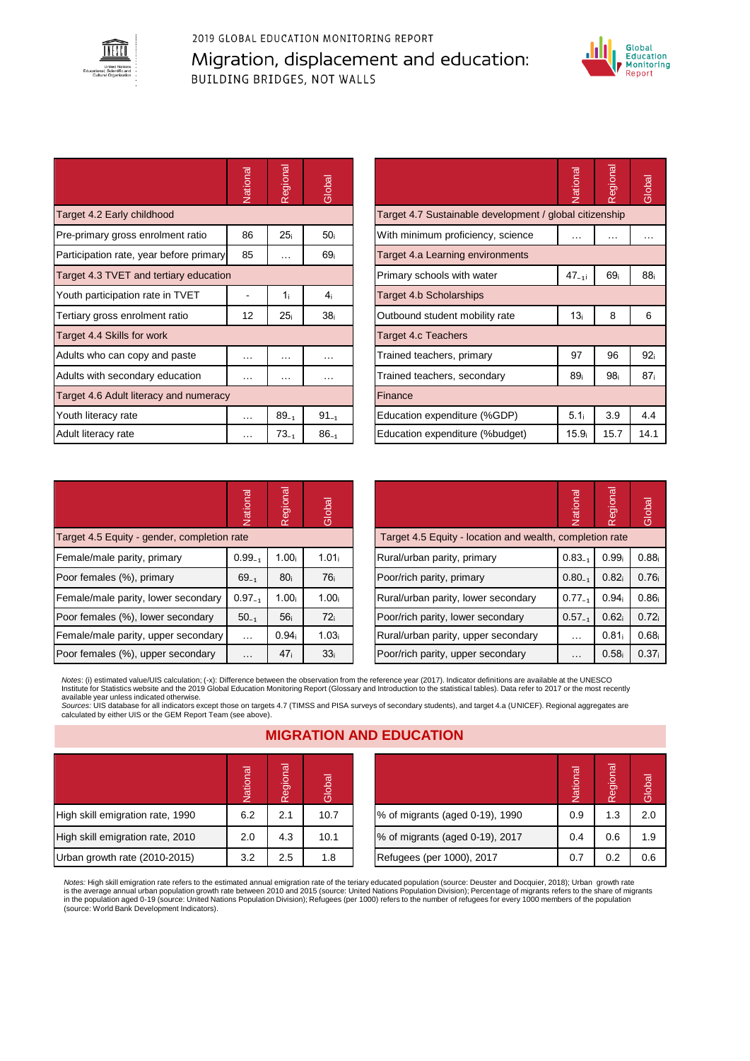2019 GLOBAL EDUCATION MONITORING REPORT

# Migration, displacement and education:

BUILDING BRIDGES, NOT WALLS

| | National | Regional | Global |
|---|---|---|---|
| Target 4.2 Early childhood | | | |
| Pre-primary gross enrolment ratio | 86 | 25i | 50i |
| Participation rate, year before primary | 85 | … | 69i |
| Target 4.3 TVET and tertiary education | | | |
| Youth participation rate in TVET | - | 1i | 4i |
| Tertiary gross enrolment ratio | 12 | 25i | 38i |
| Target 4.4 Skills for work | | | |
| Adults who can copy and paste | … | … | … |
| Adults with secondary education | … | … | … |
| Target 4.6 Adult literacy and numeracy | | | |
| Youth literacy rate | … | 89₋1 | 91₋1 |
| Adult literacy rate | … | 73₋1 | 86₋1 |

| | National | Regional | Global |
|---|---|---|---|
| Target 4.7 Sustainable development / global citizenship | | | |
| With minimum proficiency, science | … | … | … |
| Target 4.a Learning environments | | | |
| Primary schools with water | 47₋1i | 69i | 88i |
| Target 4.b Scholarships | | | |
| Outbound student mobility rate | 13i | 8 | 6 |
| Target 4.c Teachers | | | |
| Trained teachers, primary | 97 | 96 | 92i |
| Trained teachers, secondary | 89i | 98i | 87i |
| Finance | | | |
| Education expenditure (%GDP) | 5.1i | 3.9 | 4.4 |
| Education expenditure (%budget) | 15.9i | 15.7 | 14.1 |

| | National | Regional | Global |
|---|---|---|---|
| Target 4.5 Equity - gender, completion rate | | | |
| Female/male parity, primary | 0.99₋1 | 1.00i | 1.01i |
| Poor females (%), primary | 69₋1 | 80i | 76i |
| Female/male parity, lower secondary | 0.97₋1 | 1.00i | 1.00i |
| Poor females (%), lower secondary | 50₋1 | 56i | 72i |
| Female/male parity, upper secondary | … | 0.94i | 1.03i |
| Poor females (%), upper secondary | … | 47i | 33i |

| | National | Regional | Global |
|---|---|---|---|
| Target 4.5 Equity - location and wealth, completion rate | | | |
| Rural/urban parity, primary | 0.83₋1 | 0.99i | 0.88i |
| Poor/rich parity, primary | 0.80₋1 | 0.82i | 0.76i |
| Rural/urban parity, lower secondary | 0.77₋1 | 0.94i | 0.86i |
| Poor/rich parity, lower secondary | 0.57₋1 | 0.62i | 0.72i |
| Rural/urban parity, upper secondary | … | 0.81i | 0.68i |
| Poor/rich parity, upper secondary | … | 0.58i | 0.37i |

*Notes*: (i) estimated value/UIS calculation; (-x): Difference between the observation from the reference year (2017). Indicator definitions are available at the UNESCO Institute for Statistics website and the 2019 Global Education Monitoring Report (Glossary and Introduction to the statistical tables). Data refer to 2017 or the most recently available year unless indicated otherwise.
*Sources*: UIS database for all indicators except those on targets 4.7 (TIMSS and PISA surveys of secondary students), and target 4.a (UNICEF). Regional aggregates are calculated by either UIS or the GEM Report Team (see above).

## MIGRATION AND EDUCATION

| | National | Regional | Global |
|---|---|---|---|
| High skill emigration rate, 1990 | 6.2 | 2.1 | 10.7 |
| High skill emigration rate, 2010 | 2.0 | 4.3 | 10.1 |
| Urban growth rate (2010-2015) | 3.2 | 2.5 | 1.8 |

| | National | Regional | Global |
|---|---|---|---|
| % of migrants (aged 0-19), 1990 | 0.9 | 1.3 | 2.0 |
| % of migrants (aged 0-19), 2017 | 0.4 | 0.6 | 1.9 |
| Refugees (per 1000), 2017 | 0.7 | 0.2 | 0.6 |

*Notes:* High skill emigration rate refers to the estimated annual emigration rate of the teriary educated population (source: Deuster and Docquier, 2018); Urban growth rate is the average annual urban population growth rate between 2010 and 2015 (source: United Nations Population Division); Percentage of migrants refers to the share of migrants in the population aged 0-19 (source: United Nations Population Division); Refugees (per 1000) refers to the number of refugees for every 1000 members of the population (source: World Bank Development Indicators).